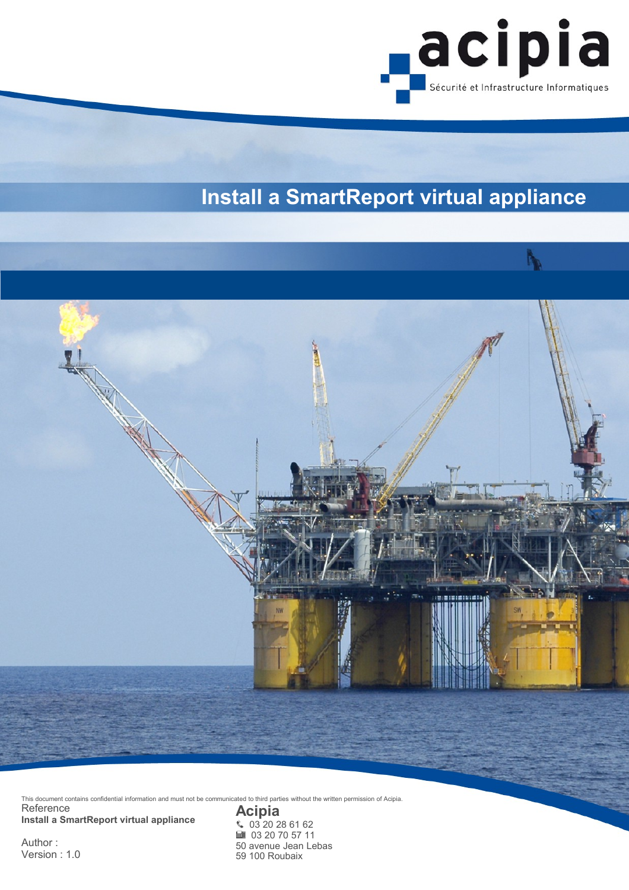acipia

Sécurité et Infrastructure Informatiques

# Install a SmartReport virtual appliance

This document contains confidential information and must not be communicated to third parties without the written permission of Acipia.

Reference
**Install a SmartReport virtual appliance**

Author :
Version : 1.0

**Acipia**
03 20 28 61 62
03 20 70 57 11
50 avenue Jean Lebas
59 100 Roubaix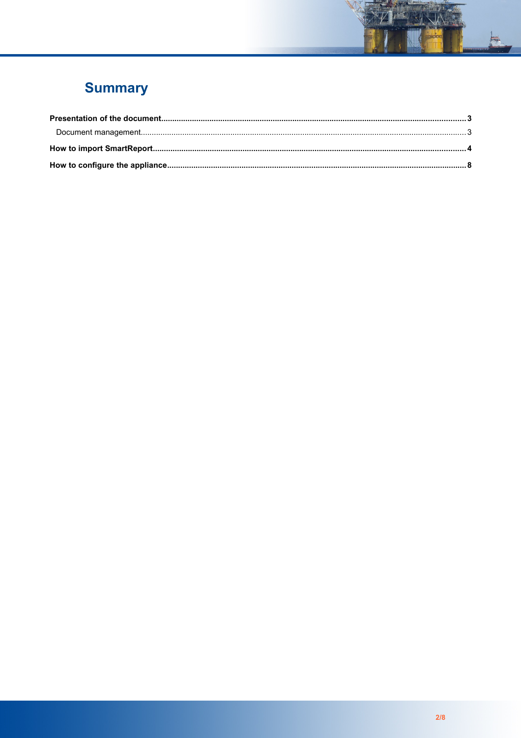# Summary

**Presentation of the document** ........................................................................................................................................ **3**

Document management ........................................................................................................................................ 3

**How to import SmartReport** ........................................................................................................................................ **4**

**How to configure the appliance** ........................................................................................................................................ **8**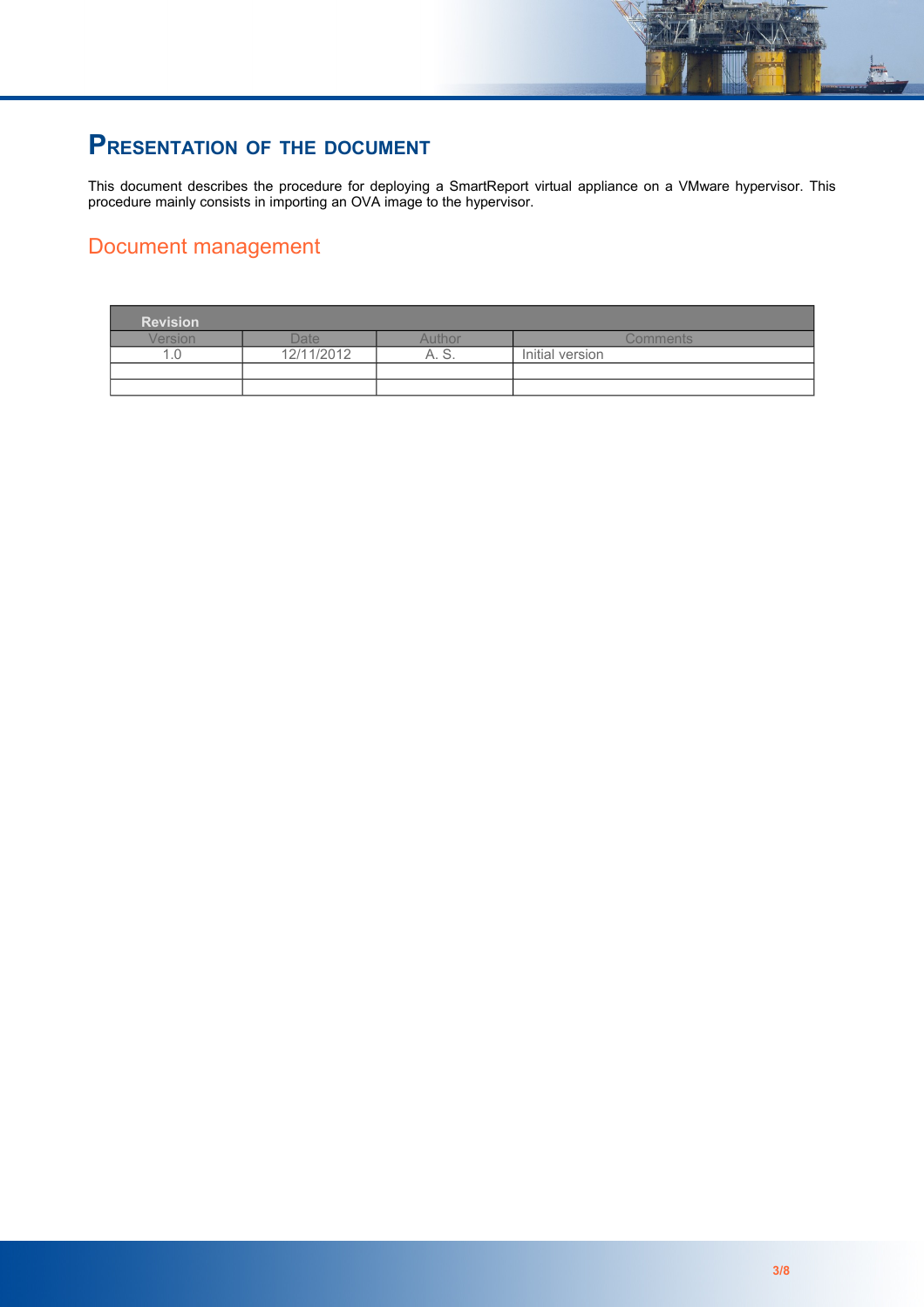# Presentation of the document

This document describes the procedure for deploying a SmartReport virtual appliance on a VMware hypervisor. This procedure mainly consists in importing an OVA image to the hypervisor.

## Document management

| Revision | | | |
|---|---|---|---|
| Version | Date | Author | Comments |
| 1.0 | 12/11/2012 | A. S. | Initial version |
| | | | |
| | | | |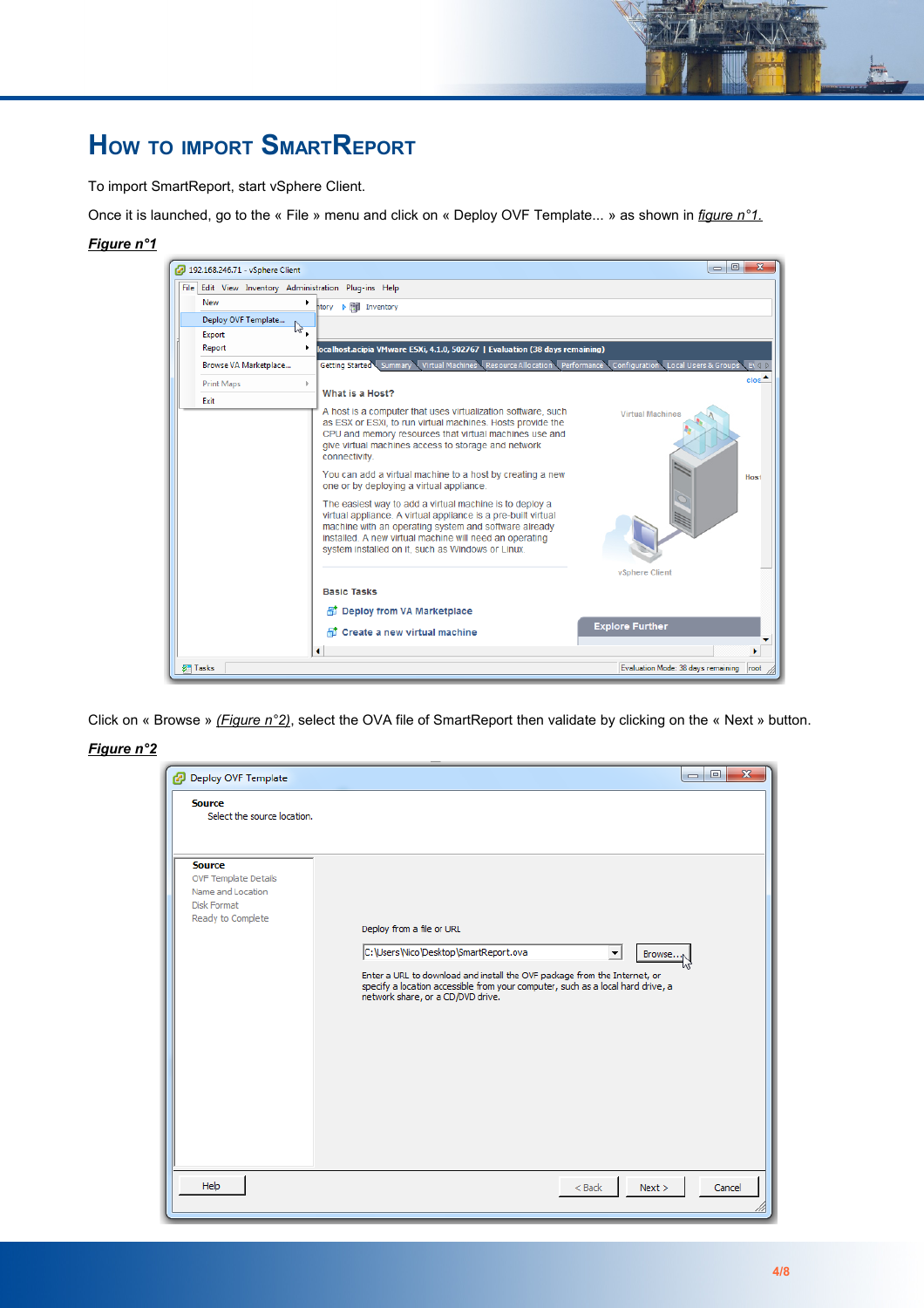# How to import SmartReport

To import SmartReport, start vSphere Client.

Once it is launched, go to the « File » menu and click on « Deploy OVF Template... » as shown in *figure n°1.*

***Figure n°1***

Click on « Browse » *(Figure n°2)*, select the OVA file of SmartReport then validate by clicking on the « Next » button.

***Figure n°2***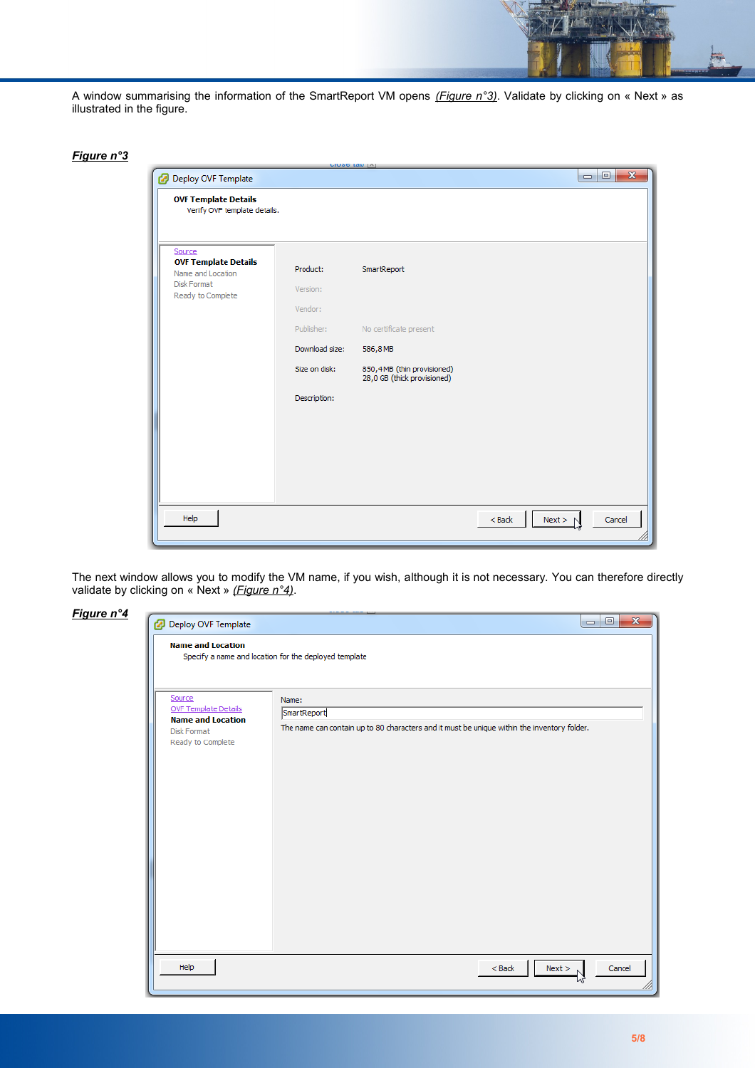A window summarising the information of the SmartReport VM opens *(Figure n°3)*. Validate by clicking on « Next » as illustrated in the figure.

***Figure n°3***

The next window allows you to modify the VM name, if you wish, although it is not necessary. You can therefore directly validate by clicking on « Next » *(Figure n°4)*.

***Figure n°4***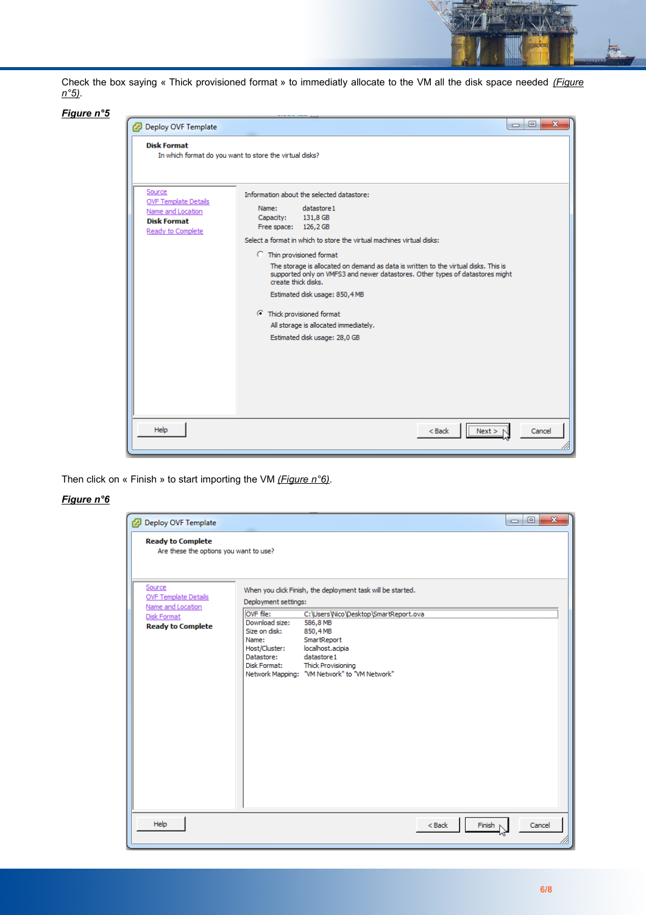Check the box saying « Thick provisioned format » to immediatly allocate to the VM all the disk space needed *(Figure n°5)*.

***Figure n°5***

Then click on « Finish » to start importing the VM *(Figure n°6)*.

***Figure n°6***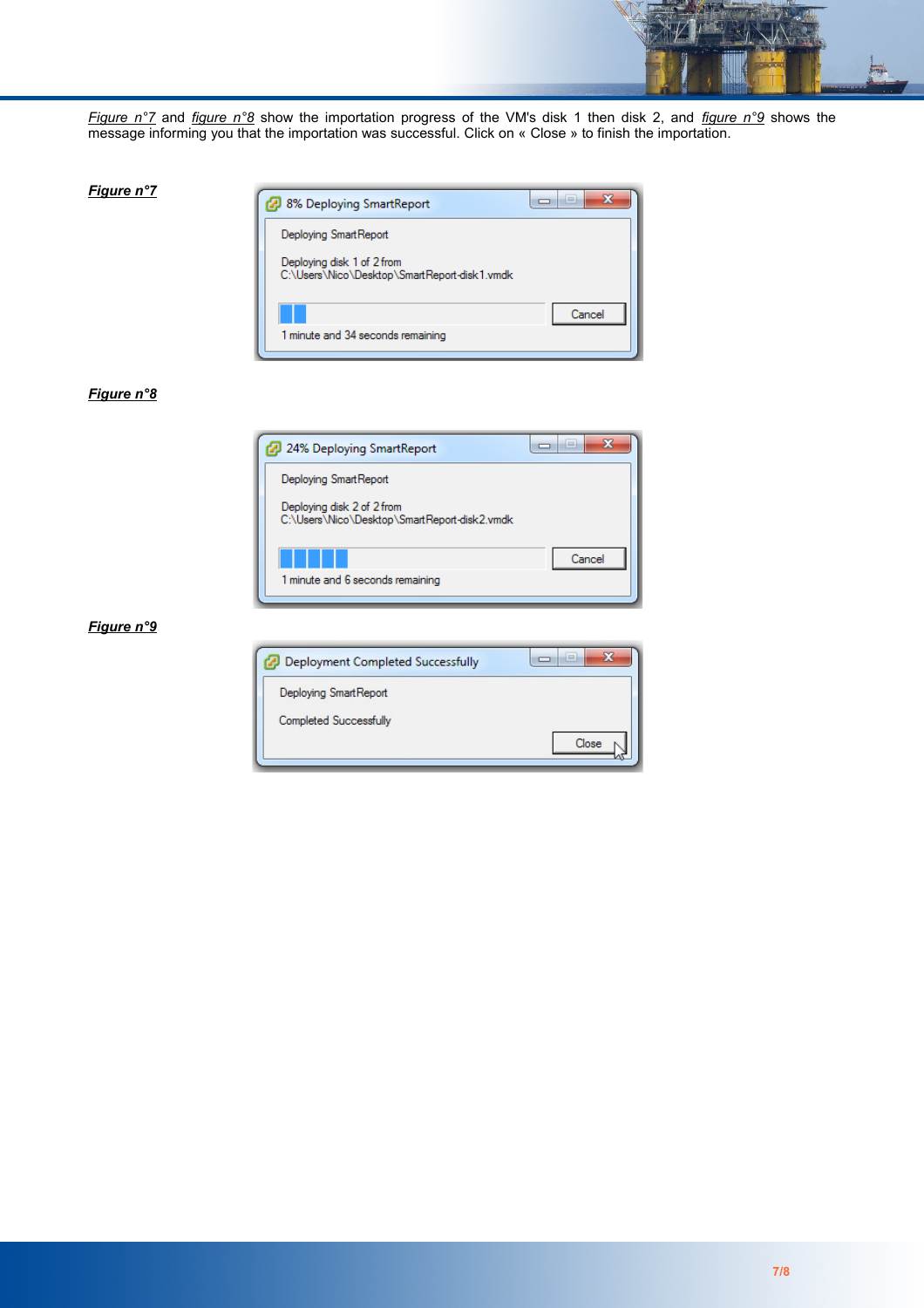*Figure n°7* and *figure n°8* show the importation progress of the VM's disk 1 then disk 2, and *figure n°9* shows the message informing you that the importation was successful. Click on « Close » to finish the importation.

***Figure n°7***

***Figure n°8***

***Figure n°9***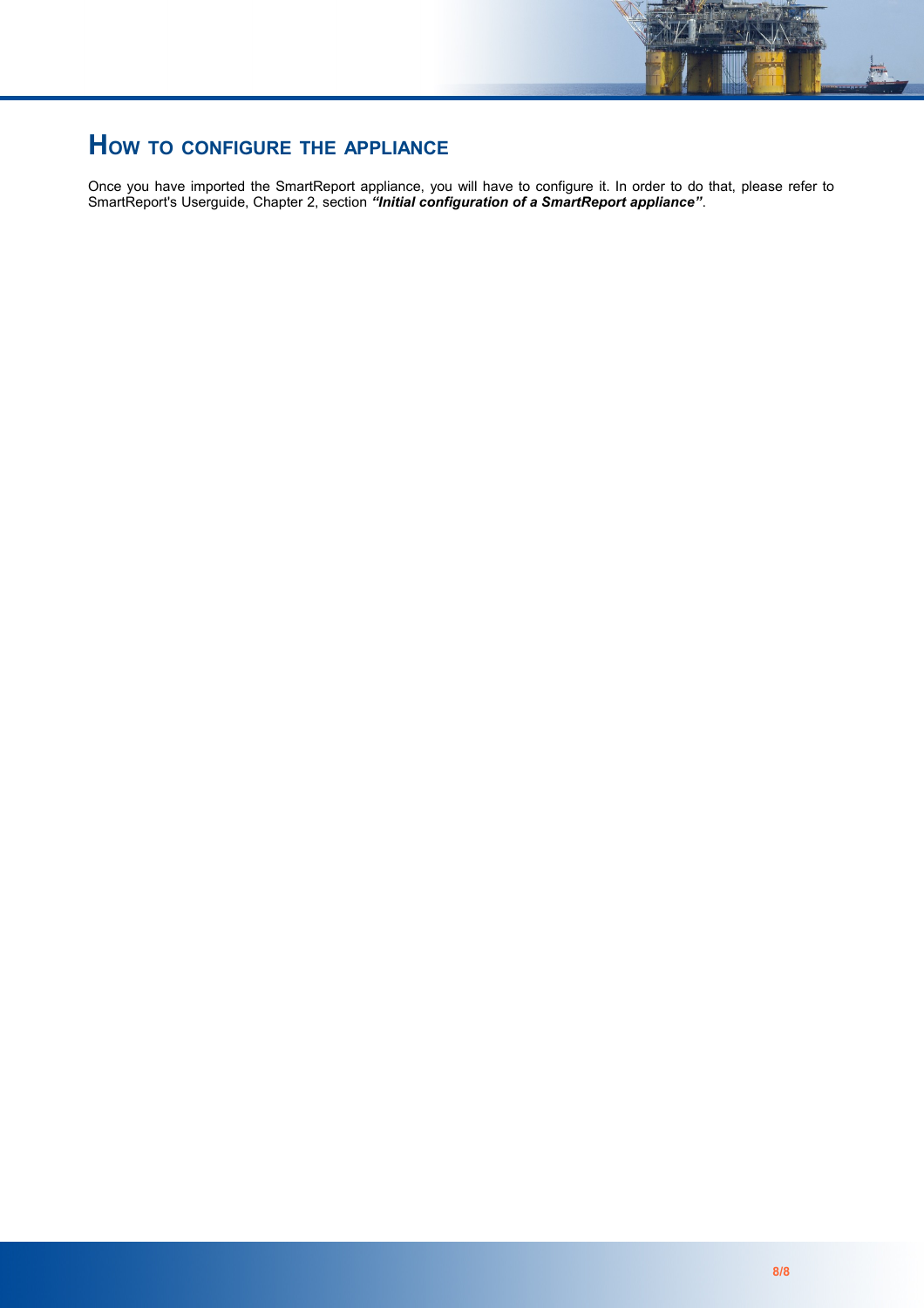## How to configure the appliance

Once you have imported the SmartReport appliance, you will have to configure it. In order to do that, please refer to SmartReport's Userguide, Chapter 2, section ***"Initial configuration of a SmartReport appliance"***.